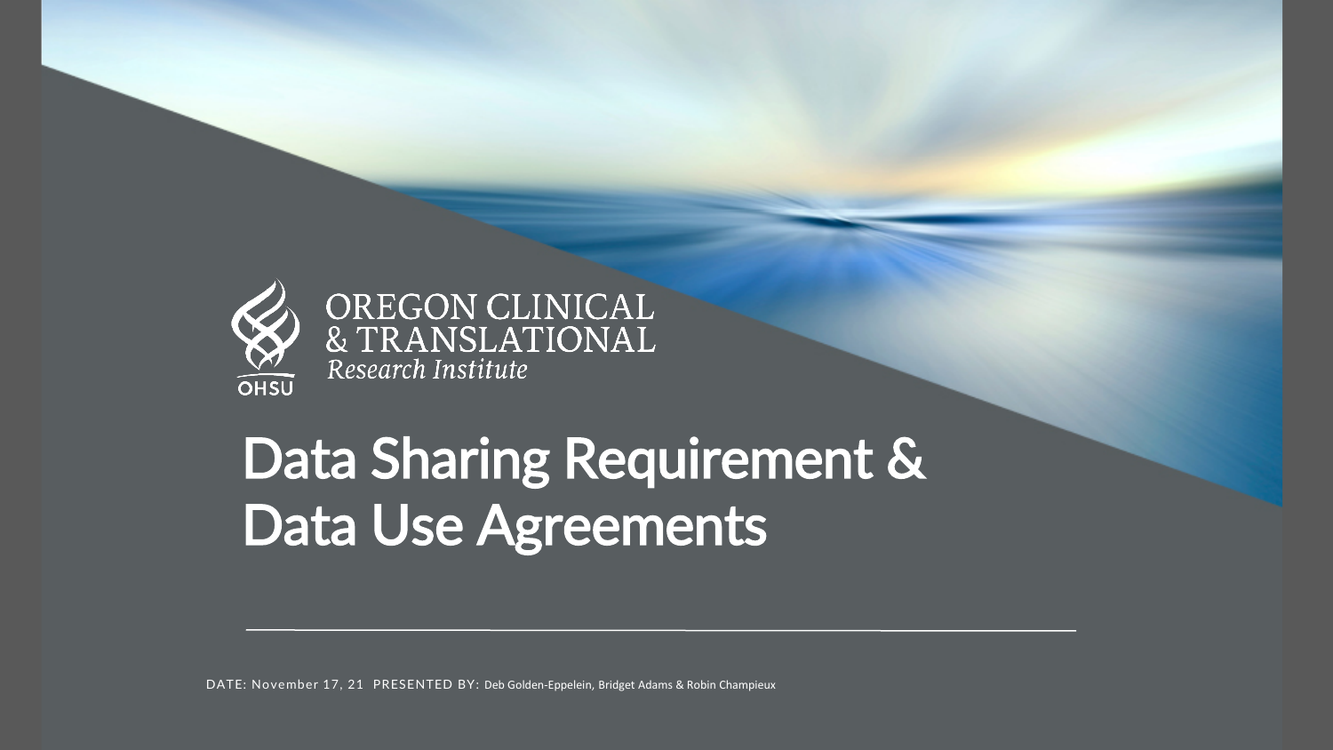OREGON CLINICAL
& TRANSLATIONAL
*Research Institute*

OHSU

# Data Sharing Requirement & Data Use Agreements

DATE: November 17, 21 PRESENTED BY: Deb Golden-Eppelein, Bridget Adams & Robin Champieux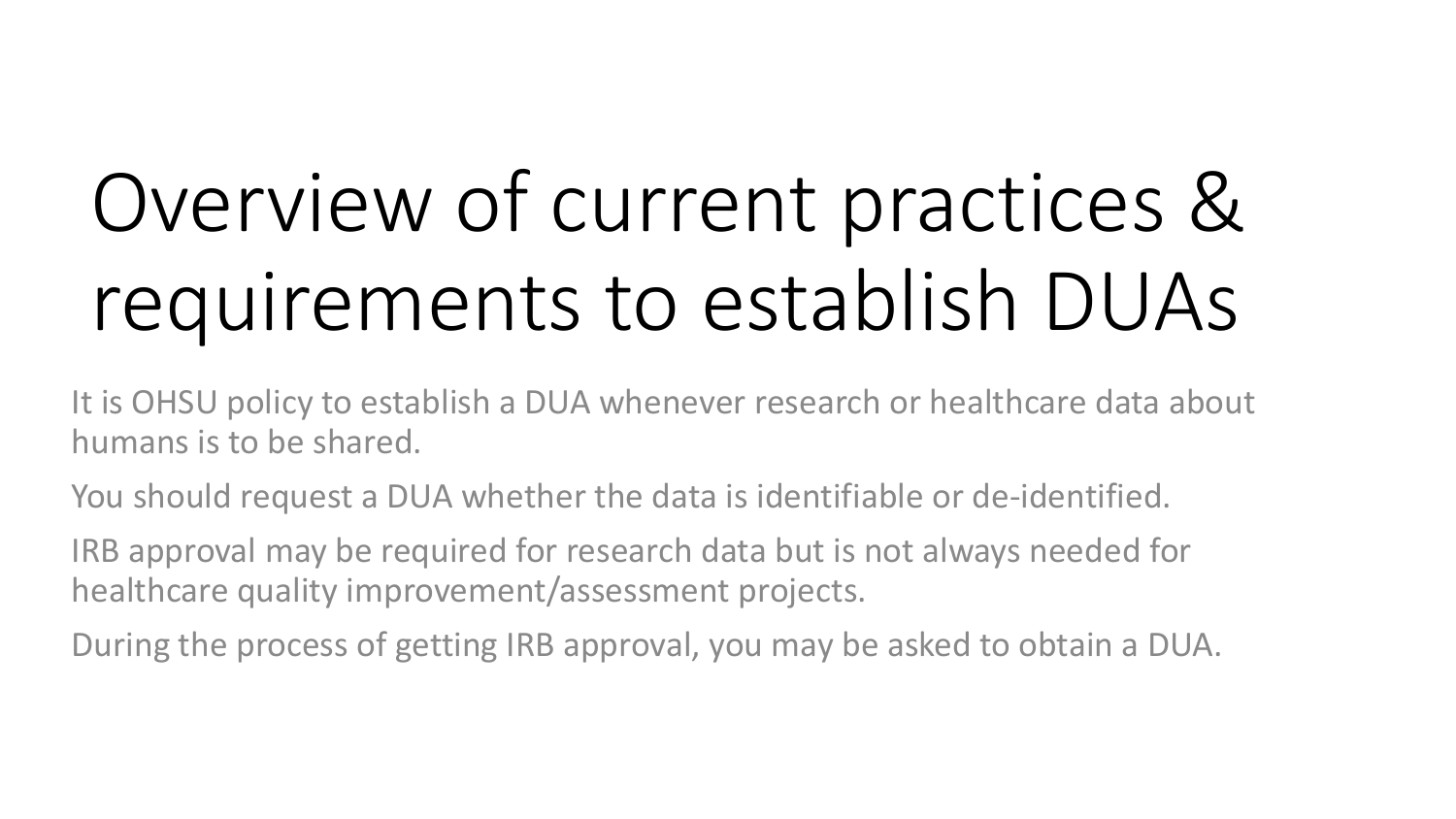# Overview of current practices & requirements to establish DUAs

It is OHSU policy to establish a DUA whenever research or healthcare data about humans is to be shared.

You should request a DUA whether the data is identifiable or de-identified.

IRB approval may be required for research data but is not always needed for healthcare quality improvement/assessment projects.

During the process of getting IRB approval, you may be asked to obtain a DUA.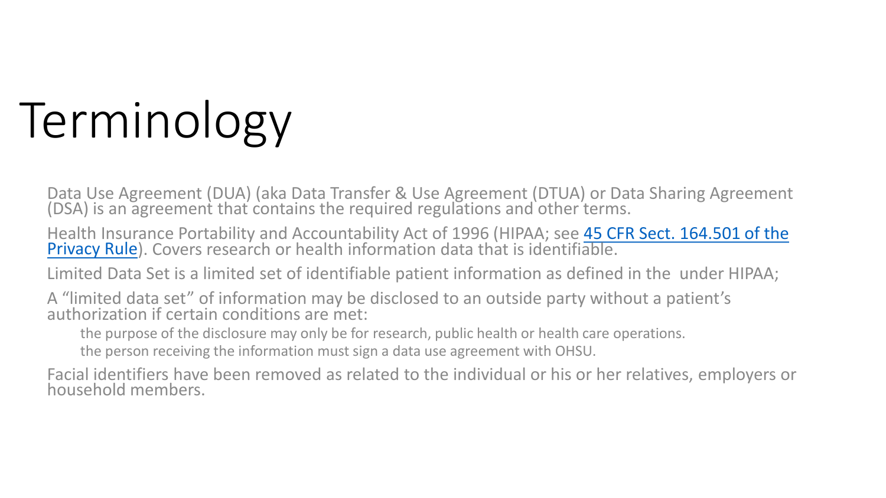# Terminology

Data Use Agreement (DUA) (aka Data Transfer & Use Agreement (DTUA) or Data Sharing Agreement (DSA) is an agreement that contains the required regulations and other terms.

Health Insurance Portability and Accountability Act of 1996 (HIPAA; see [45 CFR Sect. 164.501 of the Privacy Rule]). Covers research or health information data that is identifiable.

Limited Data Set is a limited set of identifiable patient information as defined in the under HIPAA;

A “limited data set” of information may be disclosed to an outside party without a patient’s authorization if certain conditions are met:

- the purpose of the disclosure may only be for research, public health or health care operations.
- the person receiving the information must sign a data use agreement with OHSU.

Facial identifiers have been removed as related to the individual or his or her relatives, employers or household members.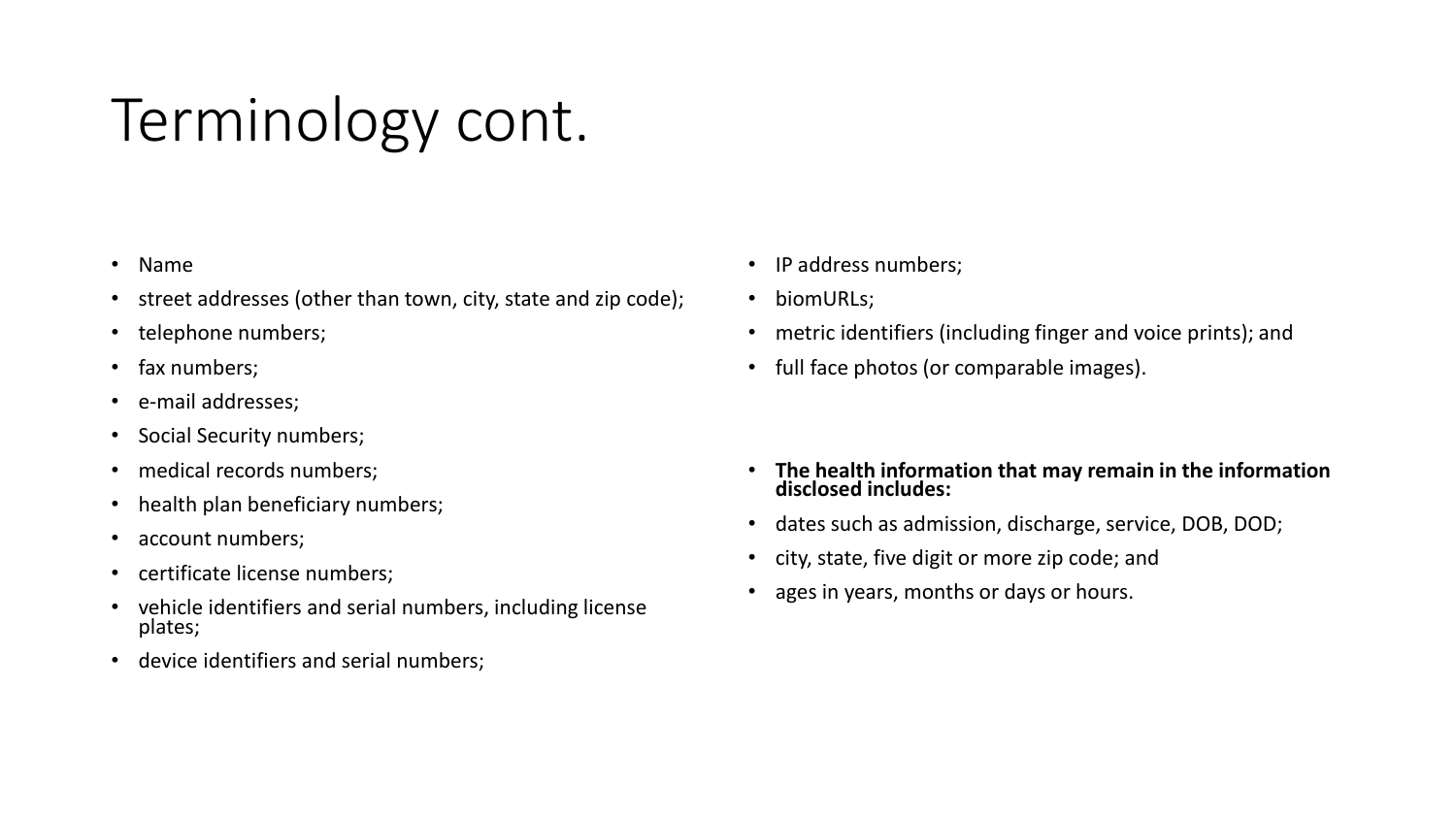# Terminology cont.

- Name
- street addresses (other than town, city, state and zip code);
- telephone numbers;
- fax numbers;
- e-mail addresses;
- Social Security numbers;
- medical records numbers;
- health plan beneficiary numbers;
- account numbers;
- certificate license numbers;
- vehicle identifiers and serial numbers, including license plates;
- device identifiers and serial numbers;
- IP address numbers;
- biomURLs;
- metric identifiers (including finger and voice prints); and
- full face photos (or comparable images).

- **The health information that may remain in the information disclosed includes:**
- dates such as admission, discharge, service, DOB, DOD;
- city, state, five digit or more zip code; and
- ages in years, months or days or hours.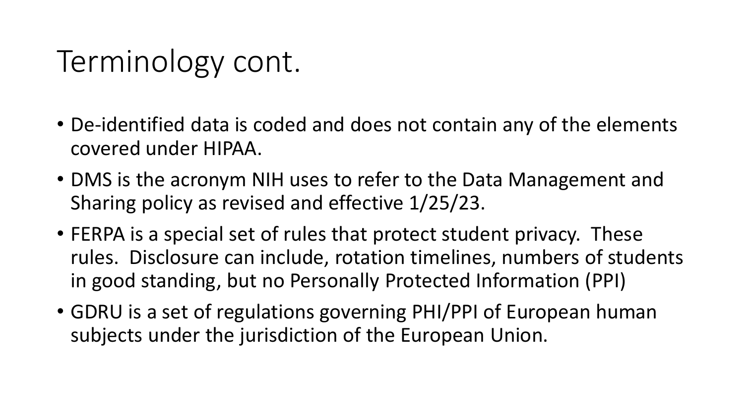# Terminology cont.

- De-identified data is coded and does not contain any of the elements covered under HIPAA.
- DMS is the acronym NIH uses to refer to the Data Management and Sharing policy as revised and effective 1/25/23.
- FERPA is a special set of rules that protect student privacy. These rules. Disclosure can include, rotation timelines, numbers of students in good standing, but no Personally Protected Information (PPI)
- GDRU is a set of regulations governing PHI/PPI of European human subjects under the jurisdiction of the European Union.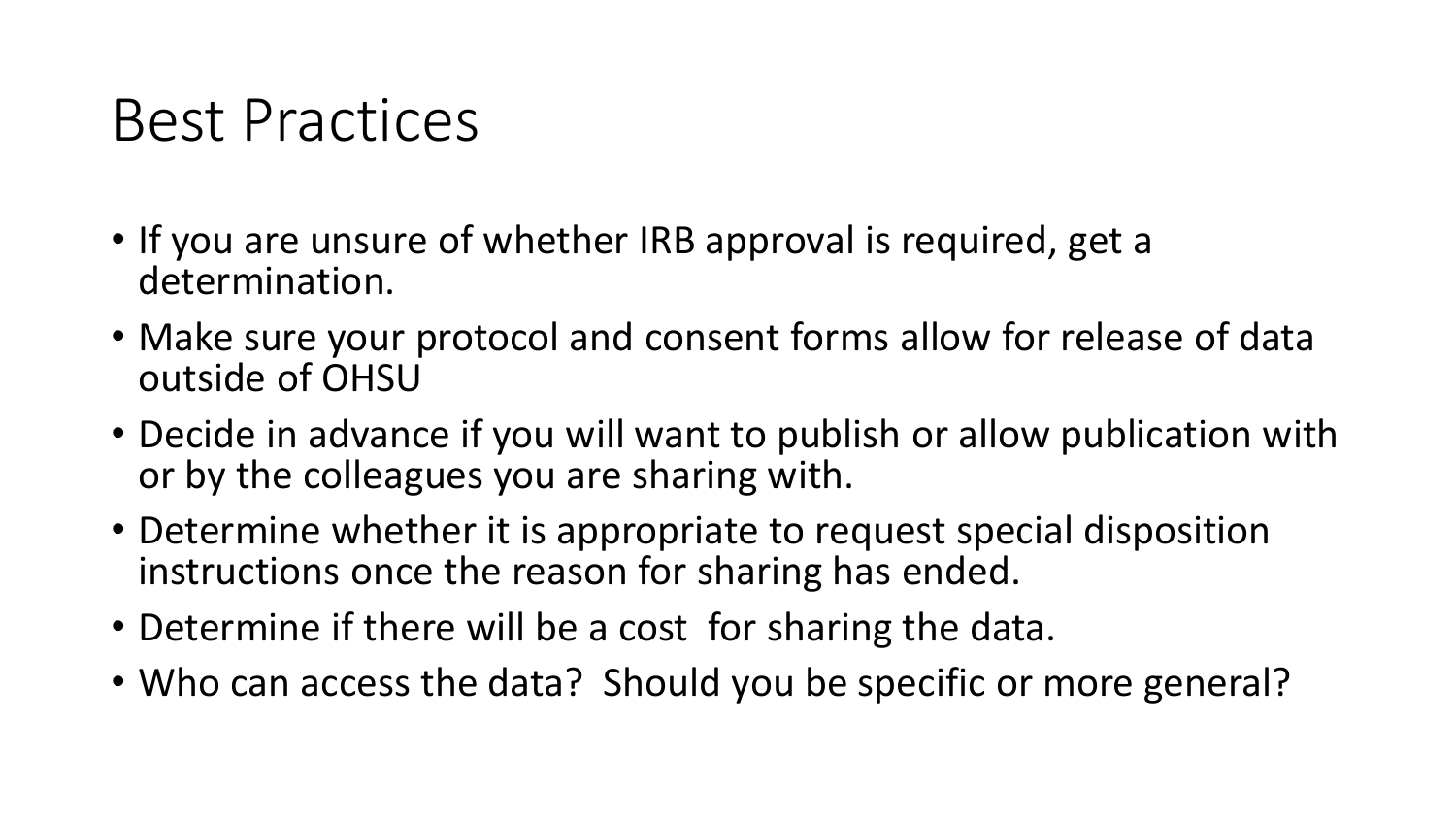# Best Practices

- If you are unsure of whether IRB approval is required, get a determination.
- Make sure your protocol and consent forms allow for release of data outside of OHSU
- Decide in advance if you will want to publish or allow publication with or by the colleagues you are sharing with.
- Determine whether it is appropriate to request special disposition instructions once the reason for sharing has ended.
- Determine if there will be a cost for sharing the data.
- Who can access the data? Should you be specific or more general?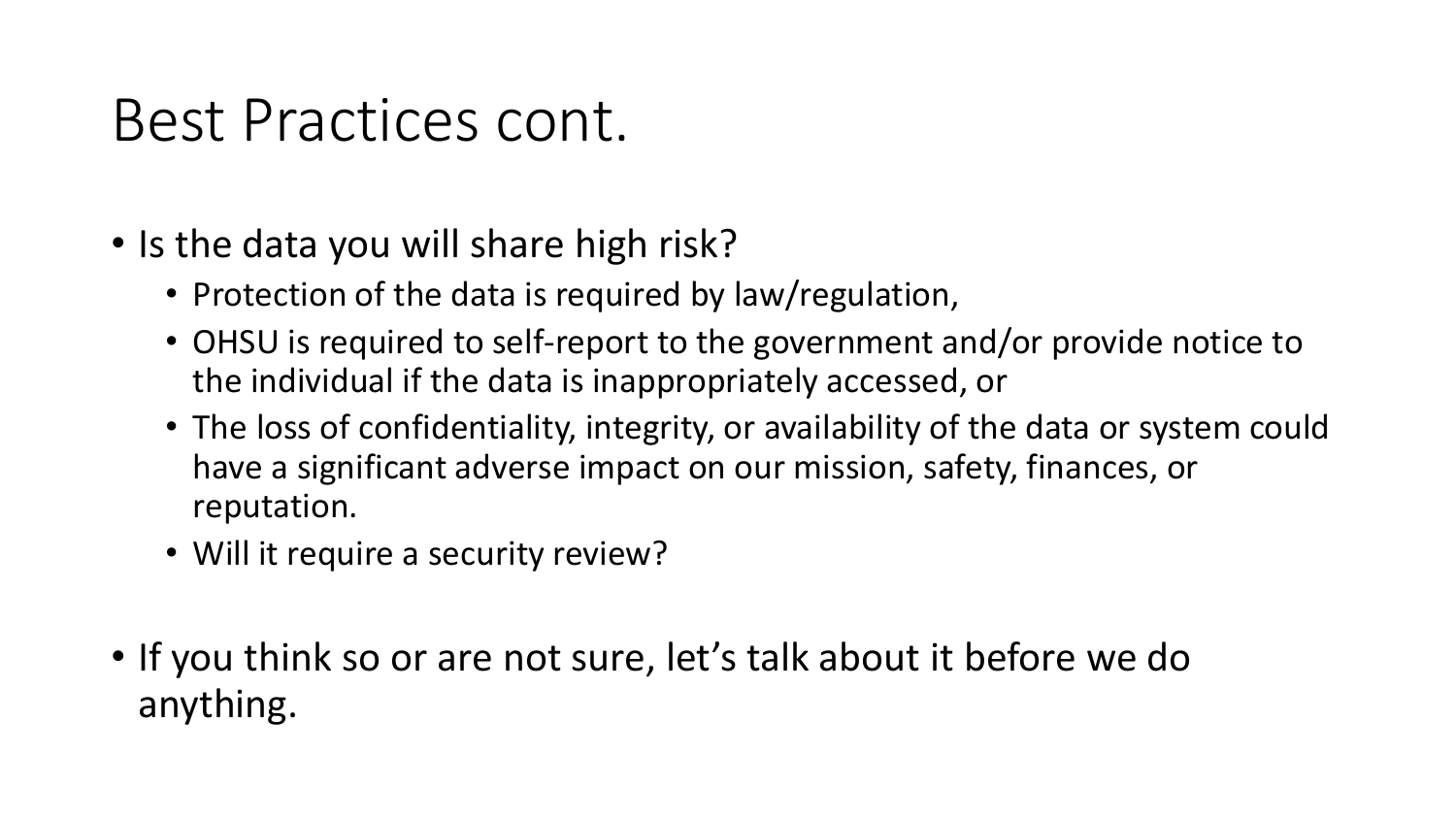# Best Practices cont.

- Is the data you will share high risk?
  - Protection of the data is required by law/regulation,
  - OHSU is required to self-report to the government and/or provide notice to the individual if the data is inappropriately accessed, or
  - The loss of confidentiality, integrity, or availability of the data or system could have a significant adverse impact on our mission, safety, finances, or reputation.
  - Will it require a security review?
- If you think so or are not sure, let's talk about it before we do anything.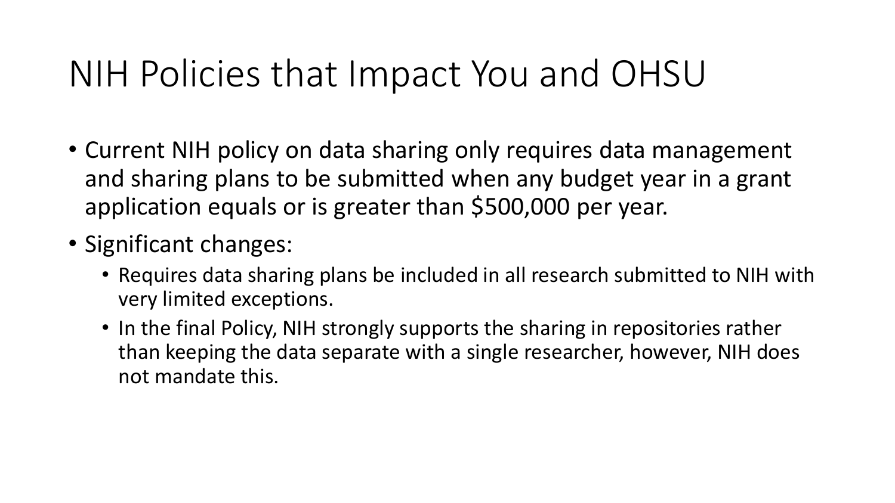# NIH Policies that Impact You and OHSU

- Current NIH policy on data sharing only requires data management and sharing plans to be submitted when any budget year in a grant application equals or is greater than $500,000 per year.
- Significant changes:
  - Requires data sharing plans be included in all research submitted to NIH with very limited exceptions.
  - In the final Policy, NIH strongly supports the sharing in repositories rather than keeping the data separate with a single researcher, however, NIH does not mandate this.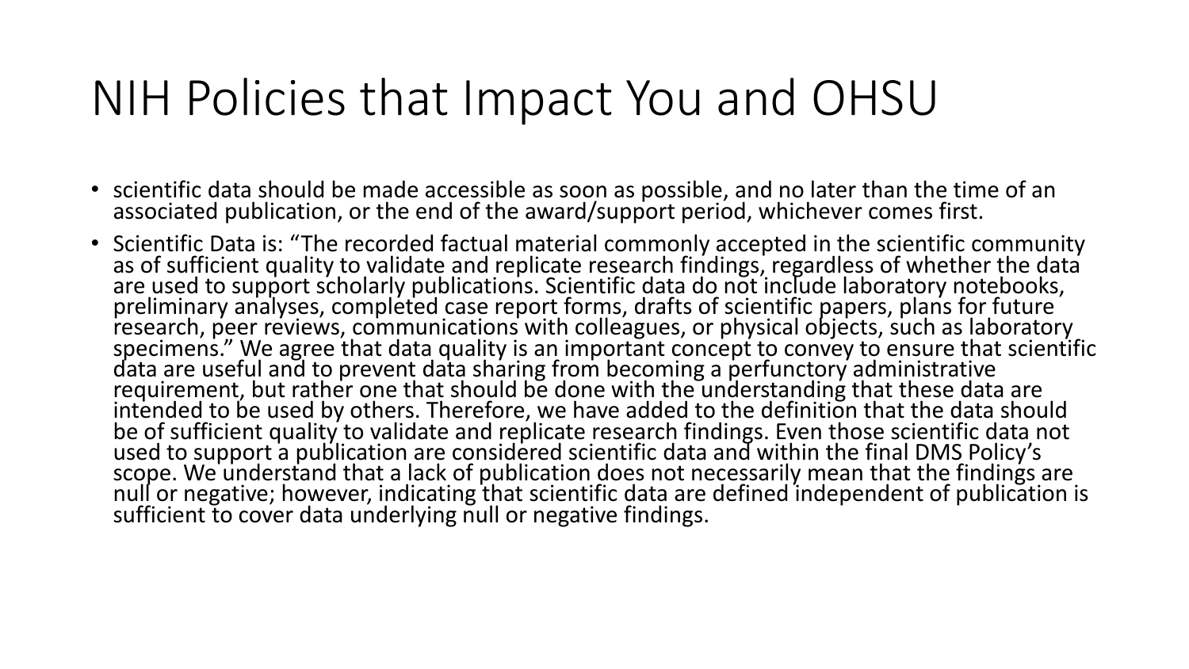# NIH Policies that Impact You and OHSU

- scientific data should be made accessible as soon as possible, and no later than the time of an associated publication, or the end of the award/support period, whichever comes first.
- Scientific Data is: "The recorded factual material commonly accepted in the scientific community as of sufficient quality to validate and replicate research findings, regardless of whether the data are used to support scholarly publications. Scientific data do not include laboratory notebooks, preliminary analyses, completed case report forms, drafts of scientific papers, plans for future research, peer reviews, communications with colleagues, or physical objects, such as laboratory specimens." We agree that data quality is an important concept to convey to ensure that scientific data are useful and to prevent data sharing from becoming a perfunctory administrative requirement, but rather one that should be done with the understanding that these data are intended to be used by others. Therefore, we have added to the definition that the data should be of sufficient quality to validate and replicate research findings. Even those scientific data not used to support a publication are considered scientific data and within the final DMS Policy's scope. We understand that a lack of publication does not necessarily mean that the findings are null or negative; however, indicating that scientific data are defined independent of publication is sufficient to cover data underlying null or negative findings.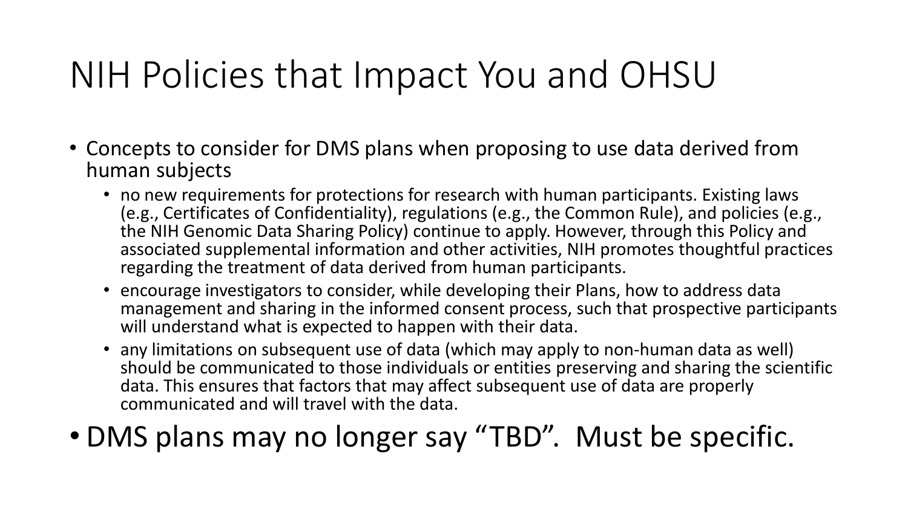# NIH Policies that Impact You and OHSU

- Concepts to consider for DMS plans when proposing to use data derived from human subjects
  - no new requirements for protections for research with human participants. Existing laws (e.g., Certificates of Confidentiality), regulations (e.g., the Common Rule), and policies (e.g., the NIH Genomic Data Sharing Policy) continue to apply. However, through this Policy and associated supplemental information and other activities, NIH promotes thoughtful practices regarding the treatment of data derived from human participants.
  - encourage investigators to consider, while developing their Plans, how to address data management and sharing in the informed consent process, such that prospective participants will understand what is expected to happen with their data.
  - any limitations on subsequent use of data (which may apply to non-human data as well) should be communicated to those individuals or entities preserving and sharing the scientific data. This ensures that factors that may affect subsequent use of data are properly communicated and will travel with the data.
- DMS plans may no longer say “TBD”. Must be specific.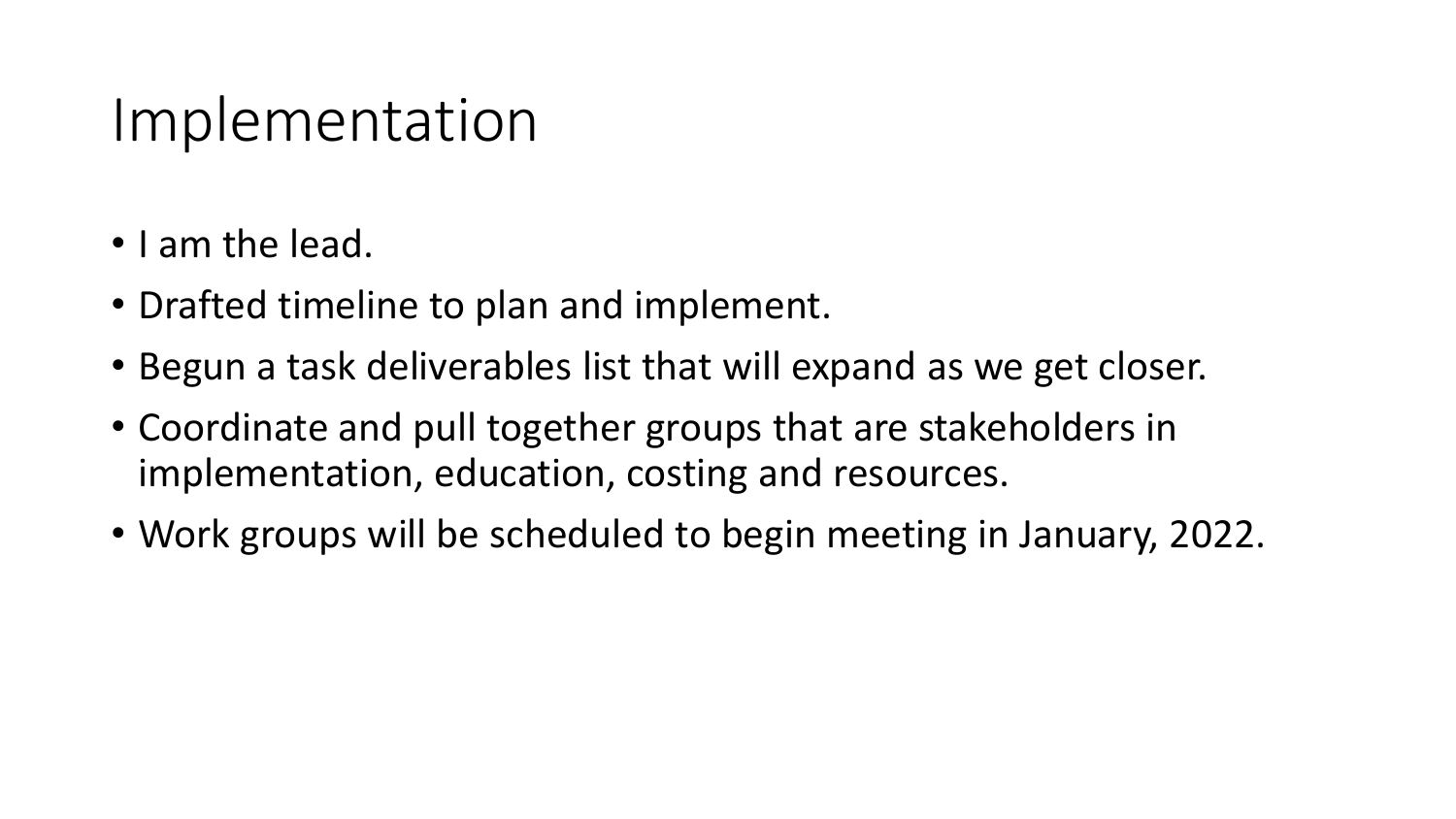# Implementation

- I am the lead.
- Drafted timeline to plan and implement.
- Begun a task deliverables list that will expand as we get closer.
- Coordinate and pull together groups that are stakeholders in implementation, education, costing and resources.
- Work groups will be scheduled to begin meeting in January, 2022.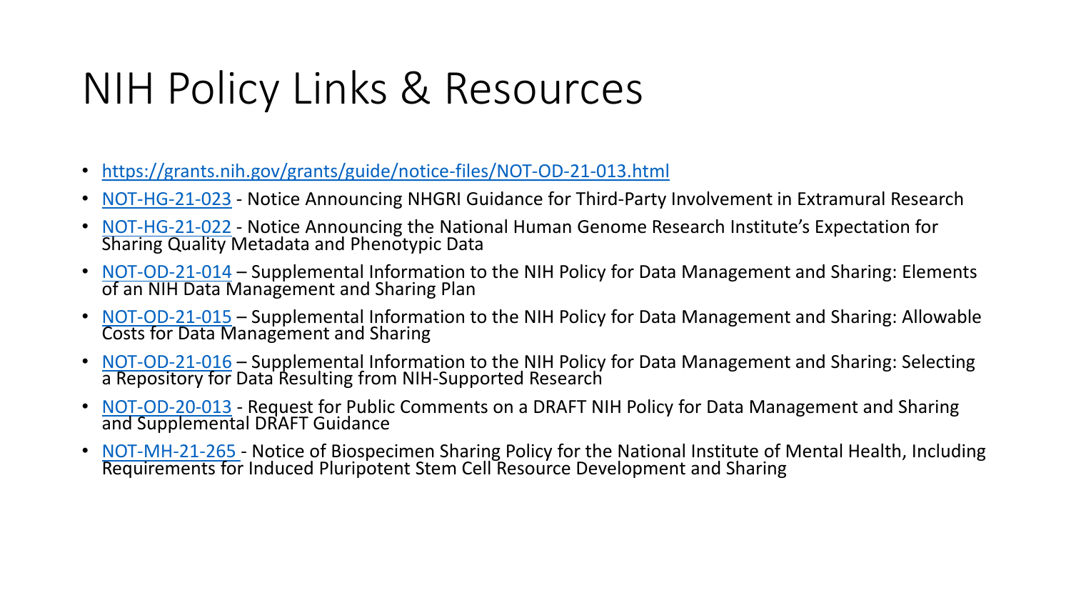# NIH Policy Links & Resources

- https://grants.nih.gov/grants/guide/notice-files/NOT-OD-21-013.html
- NOT-HG-21-023 - Notice Announcing NHGRI Guidance for Third-Party Involvement in Extramural Research
- NOT-HG-21-022 - Notice Announcing the National Human Genome Research Institute's Expectation for Sharing Quality Metadata and Phenotypic Data
- NOT-OD-21-014 – Supplemental Information to the NIH Policy for Data Management and Sharing: Elements of an NIH Data Management and Sharing Plan
- NOT-OD-21-015 – Supplemental Information to the NIH Policy for Data Management and Sharing: Allowable Costs for Data Management and Sharing
- NOT-OD-21-016 – Supplemental Information to the NIH Policy for Data Management and Sharing: Selecting a Repository for Data Resulting from NIH-Supported Research
- NOT-OD-20-013 - Request for Public Comments on a DRAFT NIH Policy for Data Management and Sharing and Supplemental DRAFT Guidance
- NOT-MH-21-265 - Notice of Biospecimen Sharing Policy for the National Institute of Mental Health, Including Requirements for Induced Pluripotent Stem Cell Resource Development and Sharing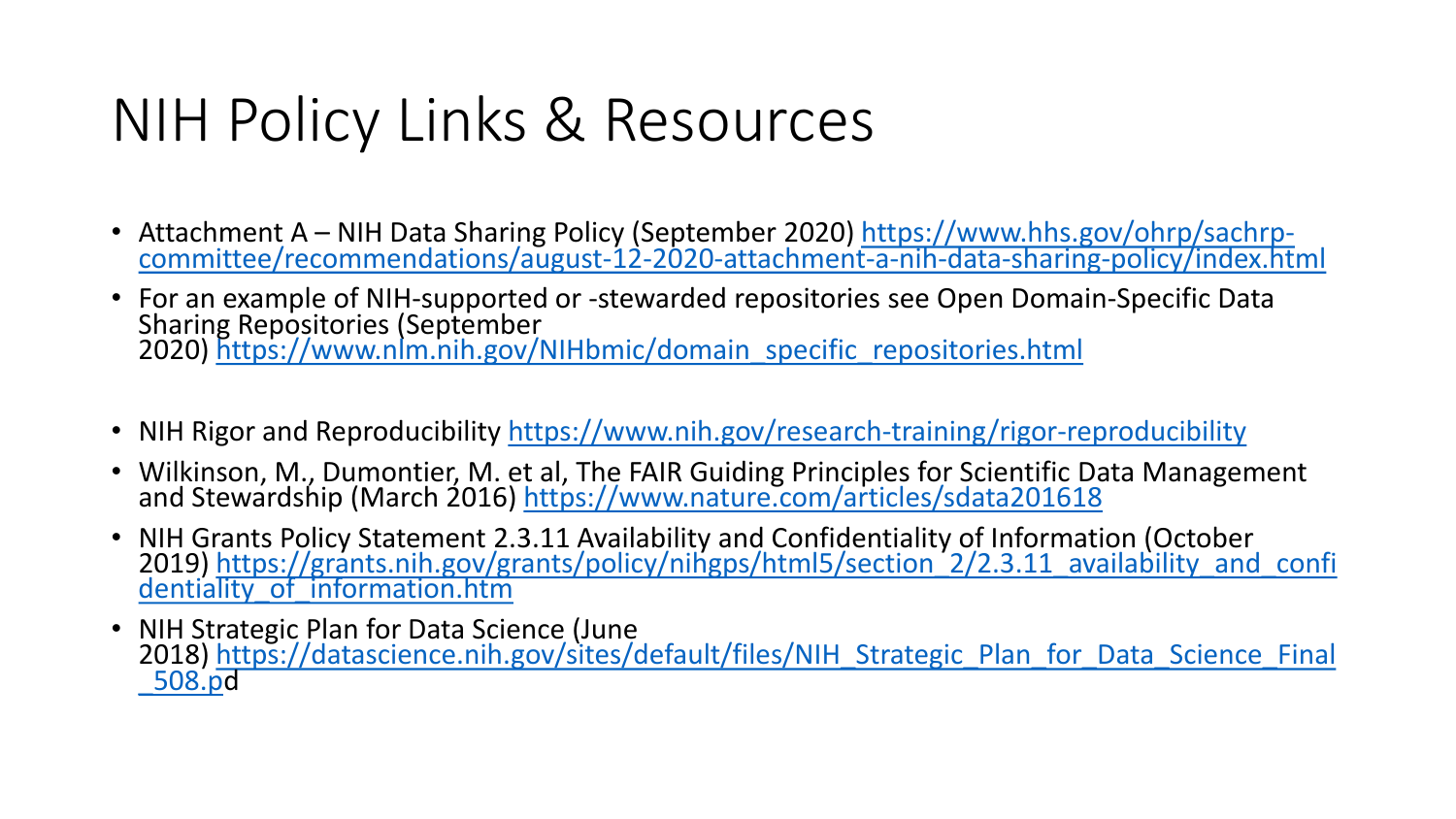# NIH Policy Links & Resources

- Attachment A – NIH Data Sharing Policy (September 2020) https://www.hhs.gov/ohrp/sachrp-committee/recommendations/august-12-2020-attachment-a-nih-data-sharing-policy/index.html
- For an example of NIH-supported or -stewarded repositories see Open Domain-Specific Data Sharing Repositories (September 2020) https://www.nlm.nih.gov/NIHbmic/domain_specific_repositories.html
- NIH Rigor and Reproducibility https://www.nih.gov/research-training/rigor-reproducibility
- Wilkinson, M., Dumontier, M. et al, The FAIR Guiding Principles for Scientific Data Management and Stewardship (March 2016) https://www.nature.com/articles/sdata201618
- NIH Grants Policy Statement 2.3.11 Availability and Confidentiality of Information (October 2019) https://grants.nih.gov/grants/policy/nihgps/html5/section_2/2.3.11_availability_and_confidentiality_of_information.htm
- NIH Strategic Plan for Data Science (June 2018) https://datascience.nih.gov/sites/default/files/NIH_Strategic_Plan_for_Data_Science_Final_508.pd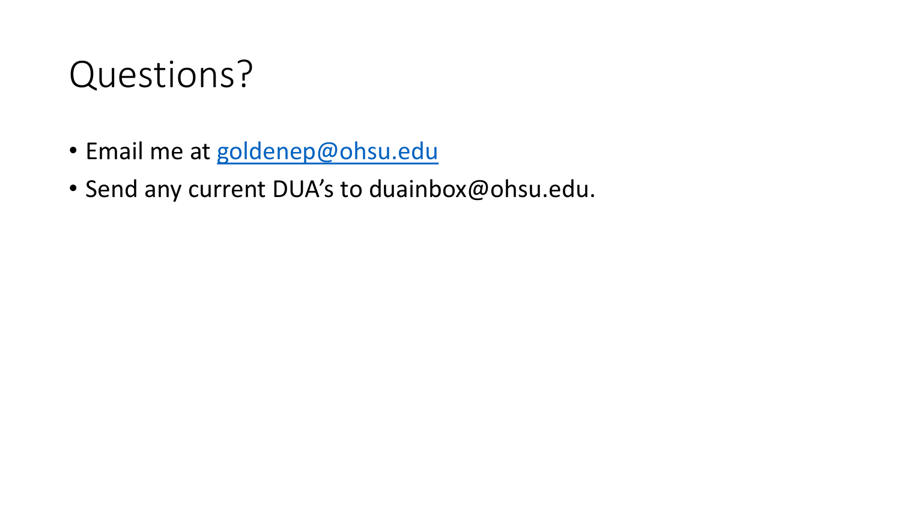# Questions?

- Email me at [goldenep@ohsu.edu](mailto:goldenep@ohsu.edu)
- Send any current DUA's to duainbox@ohsu.edu.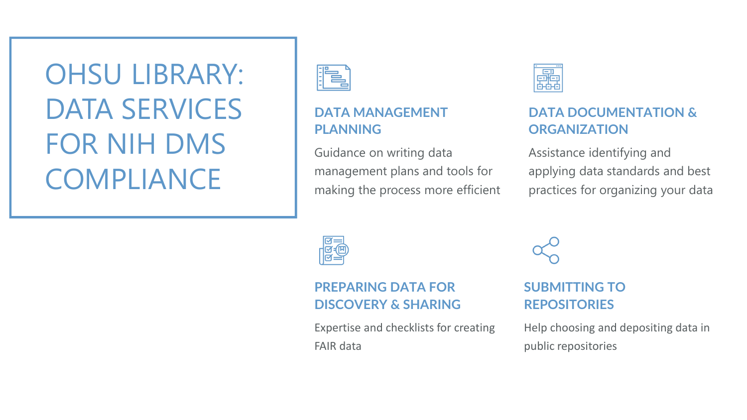# OHSU LIBRARY: DATA SERVICES FOR NIH DMS COMPLIANCE

## DATA MANAGEMENT PLANNING

Guidance on writing data management plans and tools for making the process more efficient

## DATA DOCUMENTATION & ORGANIZATION

Assistance identifying and applying data standards and best practices for organizing your data

## PREPARING DATA FOR DISCOVERY & SHARING

Expertise and checklists for creating FAIR data

## SUBMITTING TO REPOSITORIES

Help choosing and depositing data in public repositories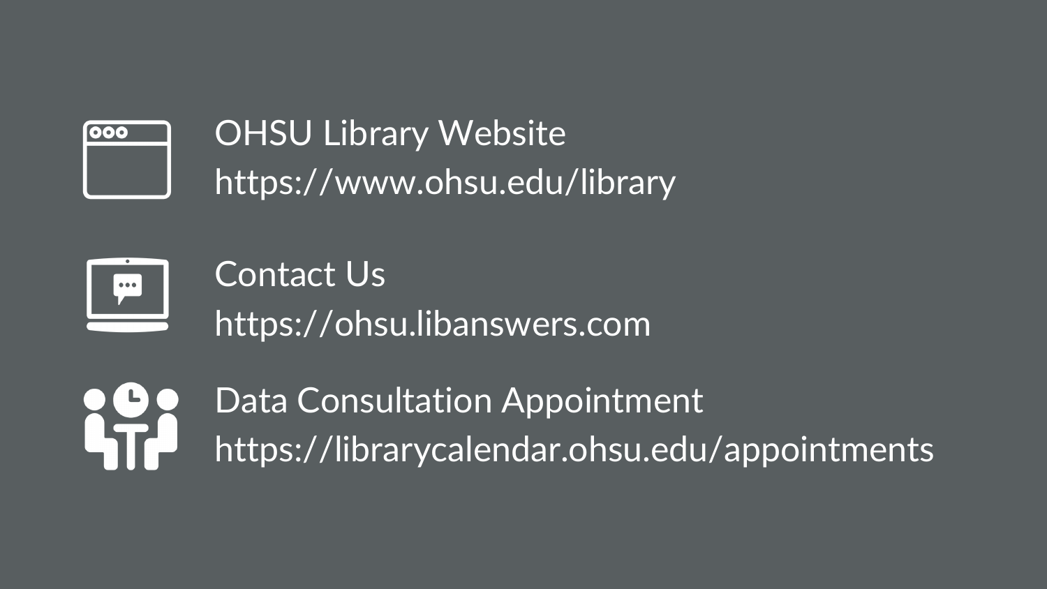OHSU Library Website
https://www.ohsu.edu/library

Contact Us
https://ohsu.libanswers.com

Data Consultation Appointment
https://librarycalendar.ohsu.edu/appointments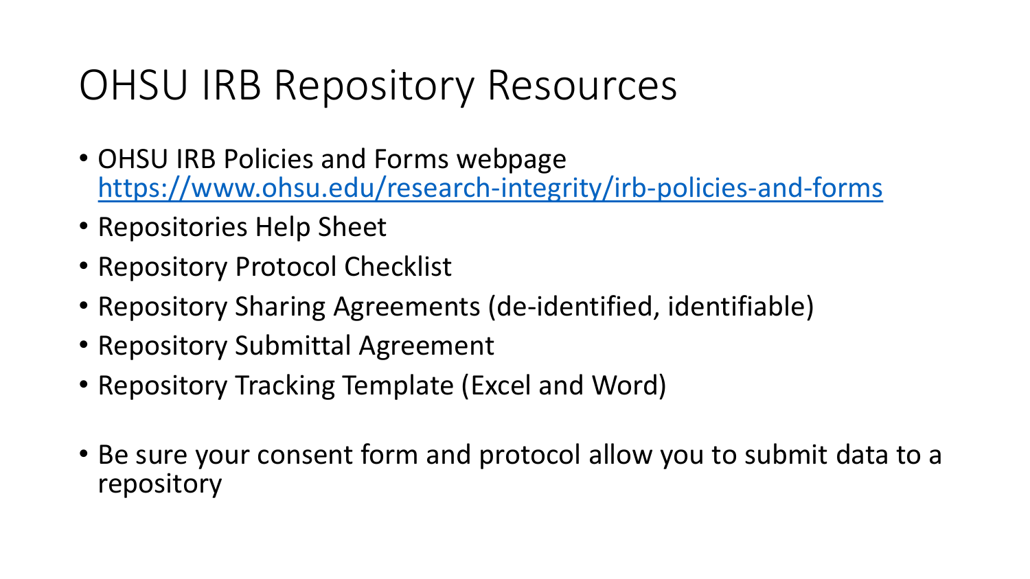# OHSU IRB Repository Resources

- OHSU IRB Policies and Forms webpage https://www.ohsu.edu/research-integrity/irb-policies-and-forms
- Repositories Help Sheet
- Repository Protocol Checklist
- Repository Sharing Agreements (de-identified, identifiable)
- Repository Submittal Agreement
- Repository Tracking Template (Excel and Word)

- Be sure your consent form and protocol allow you to submit data to a repository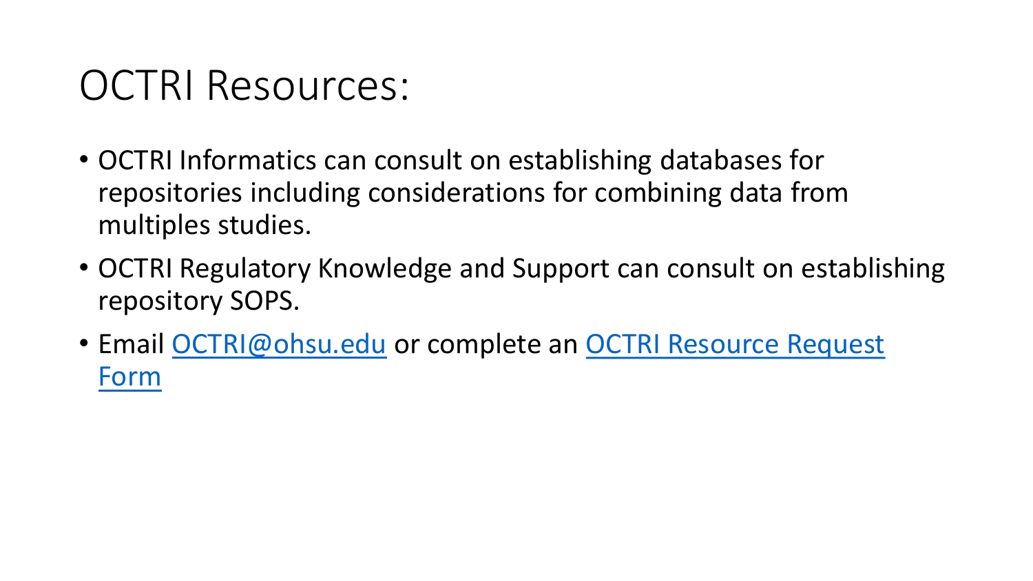# OCTRI Resources:

- OCTRI Informatics can consult on establishing databases for repositories including considerations for combining data from multiples studies.
- OCTRI Regulatory Knowledge and Support can consult on establishing repository SOPS.
- Email OCTRI@ohsu.edu or complete an OCTRI Resource Request Form